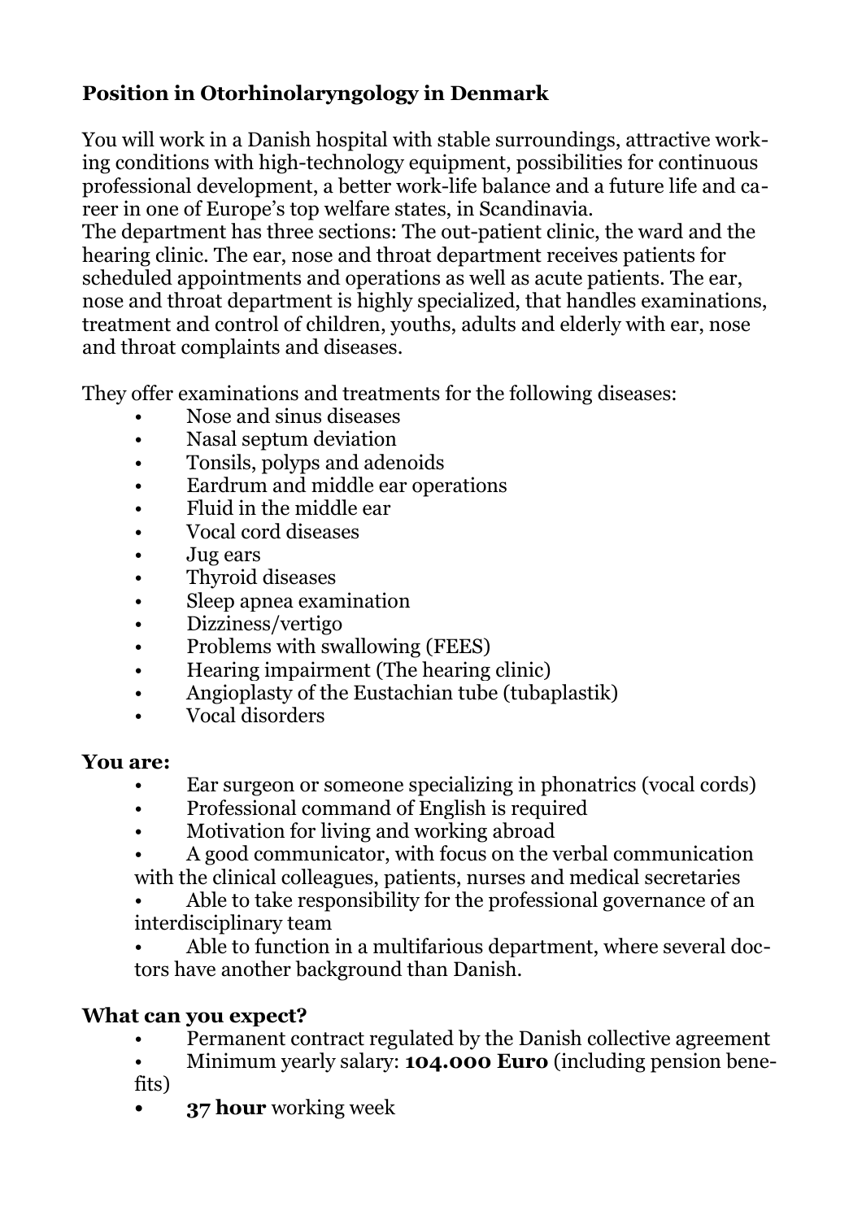# Position in Otorhinolaryngology in Denmark

You will work in a Danish hospital with stable surroundings, attractive working conditions with high-technology equipment, possibilities for continuous professional development, a better work-life balance and a future life and career in one of Europe's top welfare states, in Scandinavia.
The department has three sections: The out-patient clinic, the ward and the hearing clinic. The ear, nose and throat department receives patients for scheduled appointments and operations as well as acute patients. The ear, nose and throat department is highly specialized, that handles examinations, treatment and control of children, youths, adults and elderly with ear, nose and throat complaints and diseases.

They offer examinations and treatments for the following diseases:

- Nose and sinus diseases
- Nasal septum deviation
- Tonsils, polyps and adenoids
- Eardrum and middle ear operations
- Fluid in the middle ear
- Vocal cord diseases
- Jug ears
- Thyroid diseases
- Sleep apnea examination
- Dizziness/vertigo
- Problems with swallowing (FEES)
- Hearing impairment (The hearing clinic)
- Angioplasty of the Eustachian tube (tubaplastik)
- Vocal disorders

## You are:

- Ear surgeon or someone specializing in phonatrics (vocal cords)
- Professional command of English is required
- Motivation for living and working abroad
- A good communicator, with focus on the verbal communication with the clinical colleagues, patients, nurses and medical secretaries
- Able to take responsibility for the professional governance of an interdisciplinary team
- Able to function in a multifarious department, where several doctors have another background than Danish.

## What can you expect?

- Permanent contract regulated by the Danish collective agreement
- Minimum yearly salary: **104.000 Euro** (including pension benefits)
- **37 hour** working week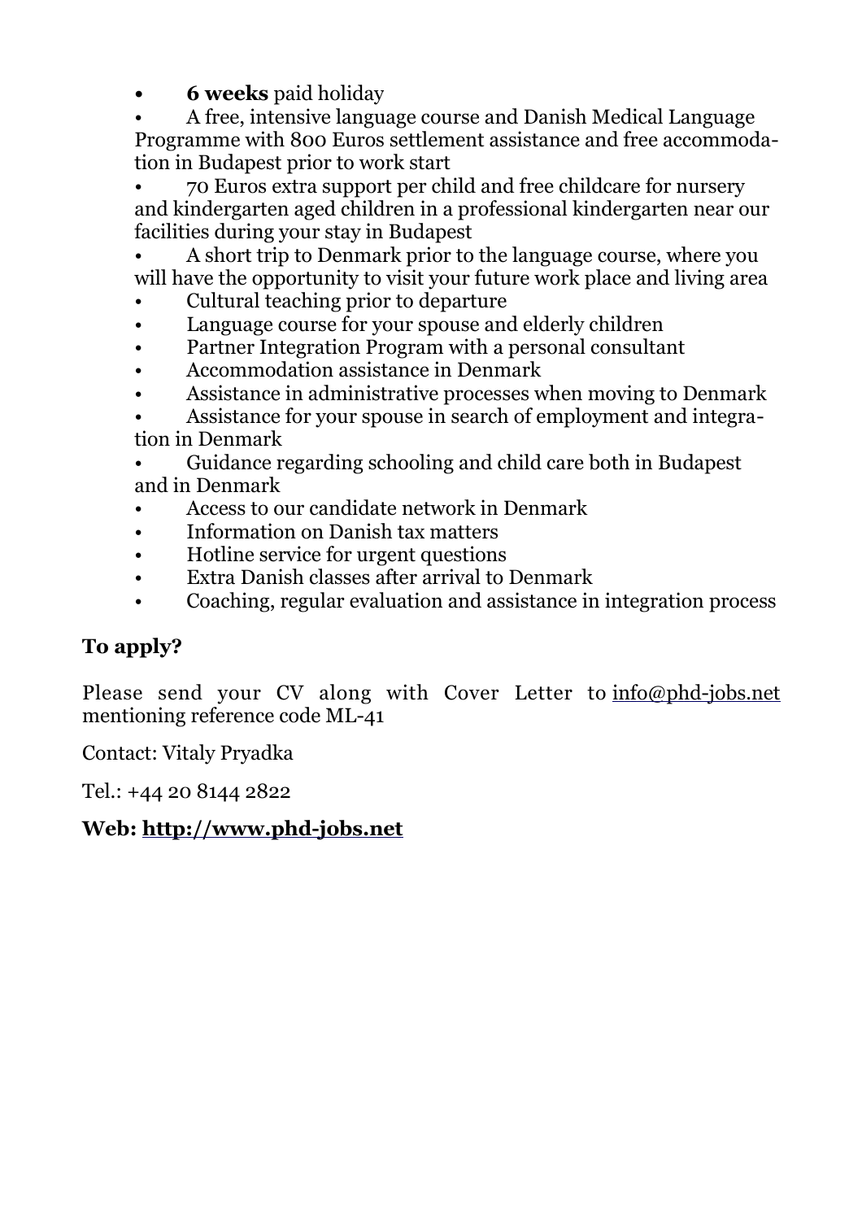- **6 weeks** paid holiday
- A free, intensive language course and Danish Medical Language Programme with 800 Euros settlement assistance and free accommodation in Budapest prior to work start
- 70 Euros extra support per child and free childcare for nursery and kindergarten aged children in a professional kindergarten near our facilities during your stay in Budapest
- A short trip to Denmark prior to the language course, where you will have the opportunity to visit your future work place and living area
- Cultural teaching prior to departure
- Language course for your spouse and elderly children
- Partner Integration Program with a personal consultant
- Accommodation assistance in Denmark
- Assistance in administrative processes when moving to Denmark
- Assistance for your spouse in search of employment and integration in Denmark
- Guidance regarding schooling and child care both in Budapest and in Denmark
- Access to our candidate network in Denmark
- Information on Danish tax matters
- Hotline service for urgent questions
- Extra Danish classes after arrival to Denmark
- Coaching, regular evaluation and assistance in integration process

**To apply?**

Please send your CV along with Cover Letter to info@phd-jobs.net mentioning reference code ML-41

Contact: Vitaly Pryadka

Tel.: +44 20 8144 2822

**Web: http://www.phd-jobs.net**